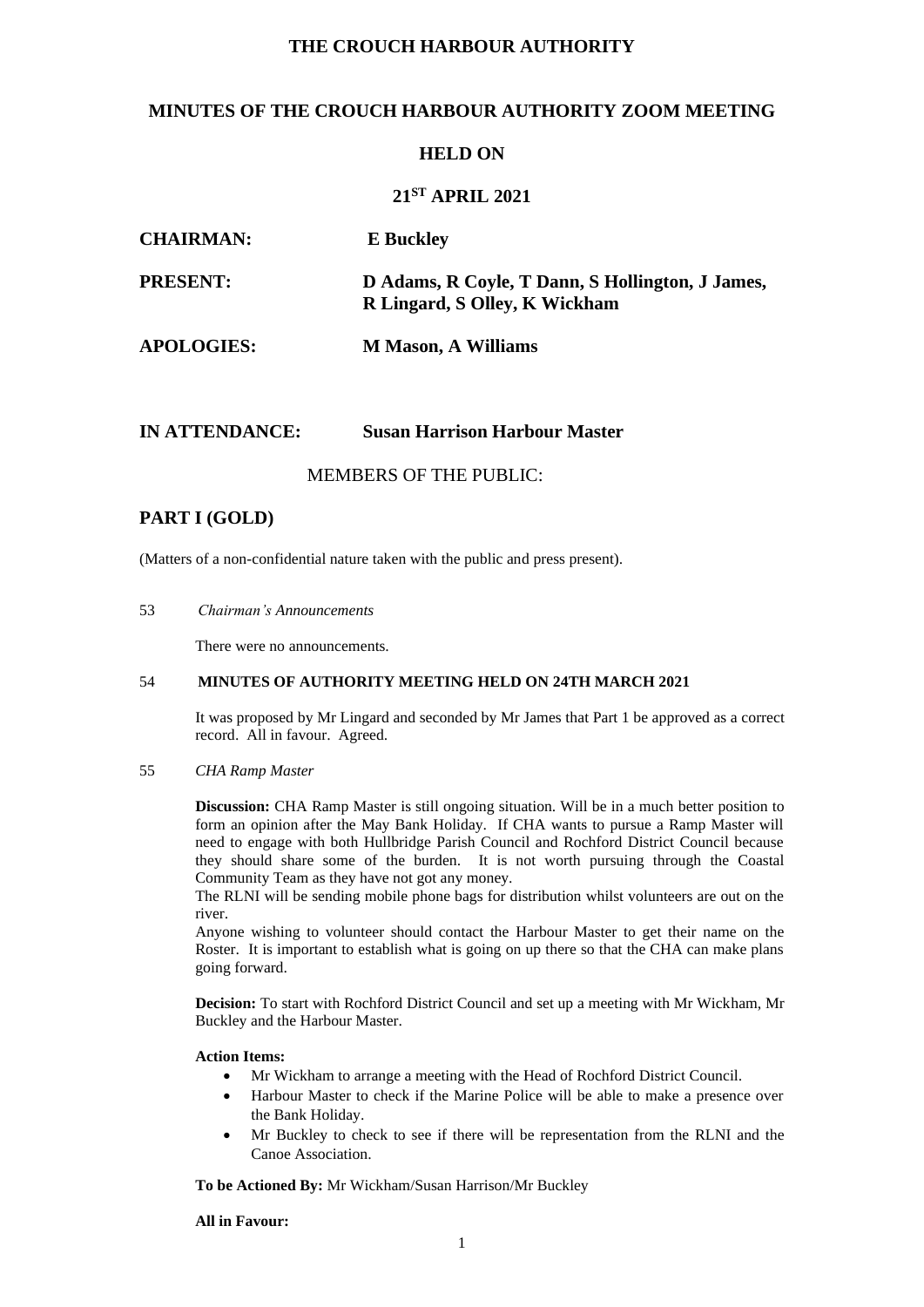# THE CROUCH HARBOUR AUTHORITY

## MINUTES OF THE CROUCH HARBOUR AUTHORITY ZOOM MEETING

## HELD ON

## 21ST APRIL 2021

**CHAIRMAN:** **E Buckley**

**PRESENT:** **D Adams, R Coyle, T Dann, S Hollington, J James, R Lingard, S Olley, K Wickham**

**APOLOGIES:** **M Mason, A Williams**

**IN ATTENDANCE:** **Susan Harrison Harbour Master**

MEMBERS OF THE PUBLIC:

## PART I (GOLD)

(Matters of a non-confidential nature taken with the public and press present).

53 *Chairman's Announcements*

There were no announcements.

54 **MINUTES OF AUTHORITY MEETING HELD ON 24TH MARCH 2021**

It was proposed by Mr Lingard and seconded by Mr James that Part 1 be approved as a correct record. All in favour. Agreed.

55 *CHA Ramp Master*

**Discussion:** CHA Ramp Master is still ongoing situation. Will be in a much better position to form an opinion after the May Bank Holiday. If CHA wants to pursue a Ramp Master will need to engage with both Hullbridge Parish Council and Rochford District Council because they should share some of the burden. It is not worth pursuing through the Coastal Community Team as they have not got any money.

The RLNI will be sending mobile phone bags for distribution whilst volunteers are out on the river.

Anyone wishing to volunteer should contact the Harbour Master to get their name on the Roster. It is important to establish what is going on up there so that the CHA can make plans going forward.

**Decision:** To start with Rochford District Council and set up a meeting with Mr Wickham, Mr Buckley and the Harbour Master.

**Action Items:**

- Mr Wickham to arrange a meeting with the Head of Rochford District Council.
- Harbour Master to check if the Marine Police will be able to make a presence over the Bank Holiday.
- Mr Buckley to check to see if there will be representation from the RLNI and the Canoe Association.

**To be Actioned By:** Mr Wickham/Susan Harrison/Mr Buckley

**All in Favour:**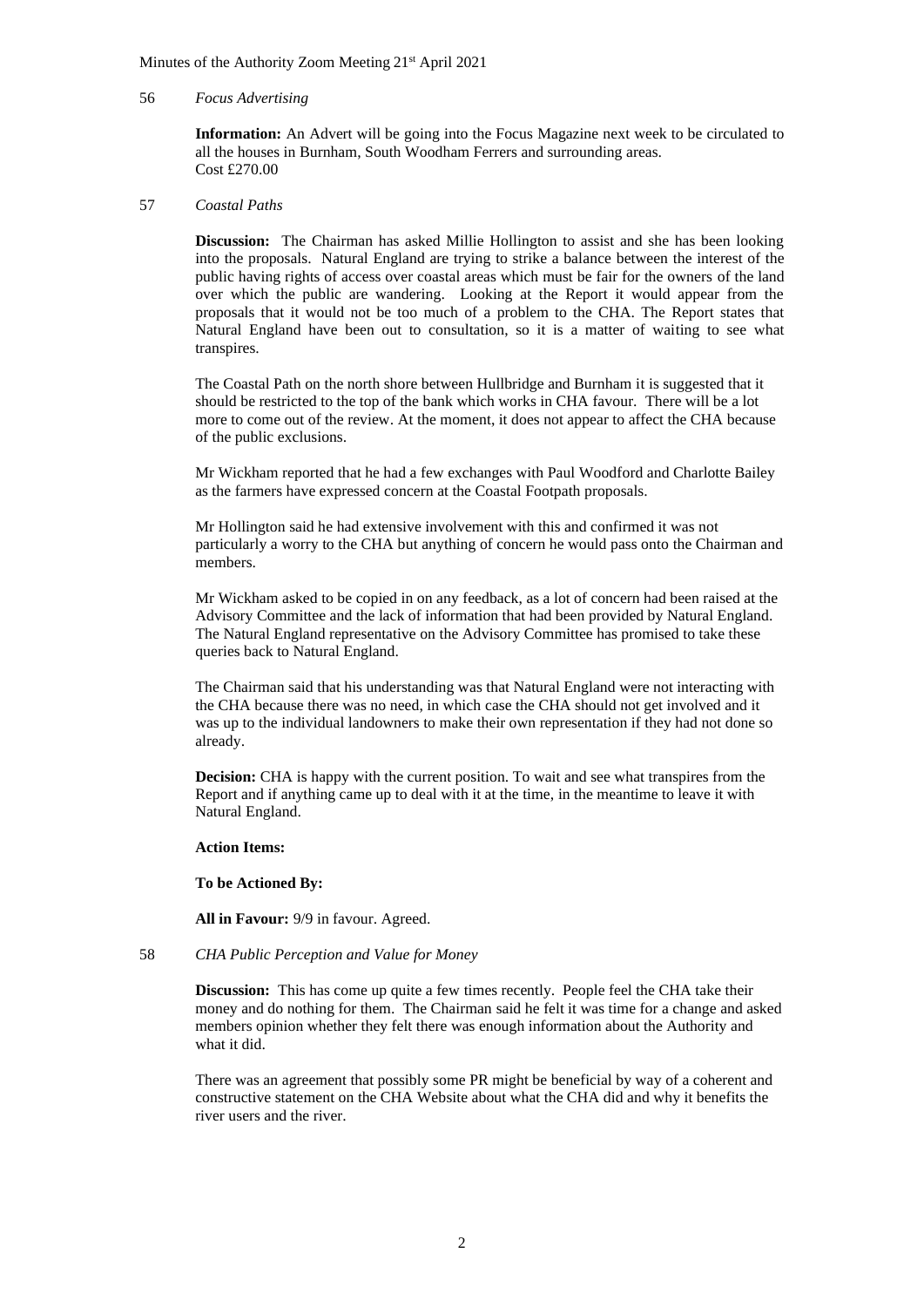56 *Focus Advertising*

**Information:** An Advert will be going into the Focus Magazine next week to be circulated to all the houses in Burnham, South Woodham Ferrers and surrounding areas.
Cost £270.00

57 *Coastal Paths*

**Discussion:** The Chairman has asked Millie Hollington to assist and she has been looking into the proposals. Natural England are trying to strike a balance between the interest of the public having rights of access over coastal areas which must be fair for the owners of the land over which the public are wandering. Looking at the Report it would appear from the proposals that it would not be too much of a problem to the CHA. The Report states that Natural England have been out to consultation, so it is a matter of waiting to see what transpires.

The Coastal Path on the north shore between Hullbridge and Burnham it is suggested that it should be restricted to the top of the bank which works in CHA favour. There will be a lot more to come out of the review. At the moment, it does not appear to affect the CHA because of the public exclusions.

Mr Wickham reported that he had a few exchanges with Paul Woodford and Charlotte Bailey as the farmers have expressed concern at the Coastal Footpath proposals.

Mr Hollington said he had extensive involvement with this and confirmed it was not particularly a worry to the CHA but anything of concern he would pass onto the Chairman and members.

Mr Wickham asked to be copied in on any feedback, as a lot of concern had been raised at the Advisory Committee and the lack of information that had been provided by Natural England. The Natural England representative on the Advisory Committee has promised to take these queries back to Natural England.

The Chairman said that his understanding was that Natural England were not interacting with the CHA because there was no need, in which case the CHA should not get involved and it was up to the individual landowners to make their own representation if they had not done so already.

**Decision:** CHA is happy with the current position. To wait and see what transpires from the Report and if anything came up to deal with it at the time, in the meantime to leave it with Natural England.

**Action Items:**

**To be Actioned By:**

**All in Favour:** 9/9 in favour. Agreed.

58 *CHA Public Perception and Value for Money*

**Discussion:** This has come up quite a few times recently. People feel the CHA take their money and do nothing for them. The Chairman said he felt it was time for a change and asked members opinion whether they felt there was enough information about the Authority and what it did.

There was an agreement that possibly some PR might be beneficial by way of a coherent and constructive statement on the CHA Website about what the CHA did and why it benefits the river users and the river.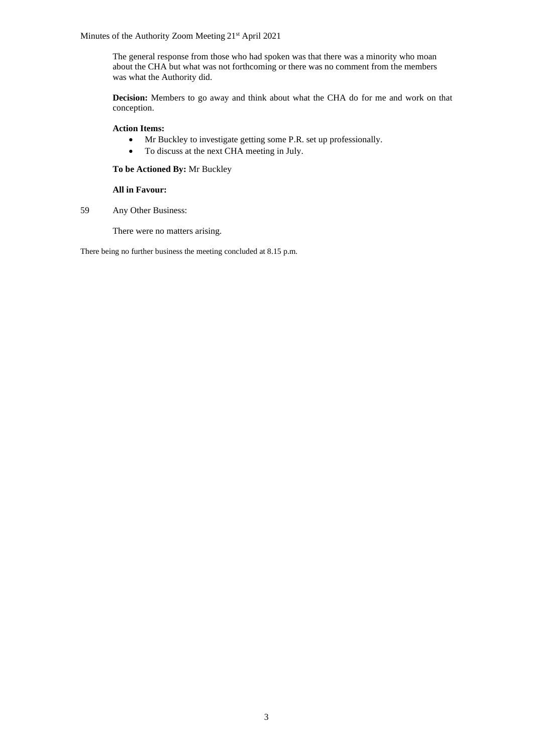The general response from those who had spoken was that there was a minority who moan about the CHA but what was not forthcoming or there was no comment from the members was what the Authority did.

**Decision:** Members to go away and think about what the CHA do for me and work on that conception.

**Action Items:**

- Mr Buckley to investigate getting some P.R. set up professionally.
- To discuss at the next CHA meeting in July.

**To be Actioned By:** Mr Buckley

**All in Favour:**

59 Any Other Business:

There were no matters arising.

There being no further business the meeting concluded at 8.15 p.m.